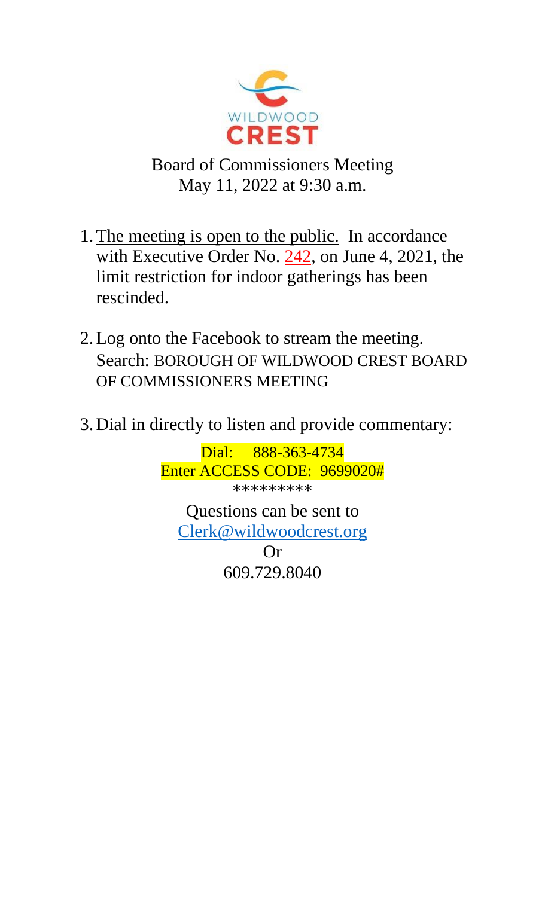WILDWOOD
CREST

Board of Commissioners Meeting
May 11, 2022 at 9:30 a.m.

1. The meeting is open to the public. In accordance with Executive Order No. 242, on June 4, 2021, the limit restriction for indoor gatherings has been rescinded.

2. Log onto the Facebook to stream the meeting. Search: BOROUGH OF WILDWOOD CREST BOARD OF COMMISSIONERS MEETING

3. Dial in directly to listen and provide commentary:

Dial: 888-363-4734
Enter ACCESS CODE: 9699020#

*********

Questions can be sent to
Clerk@wildwoodcrest.org
Or
609.729.8040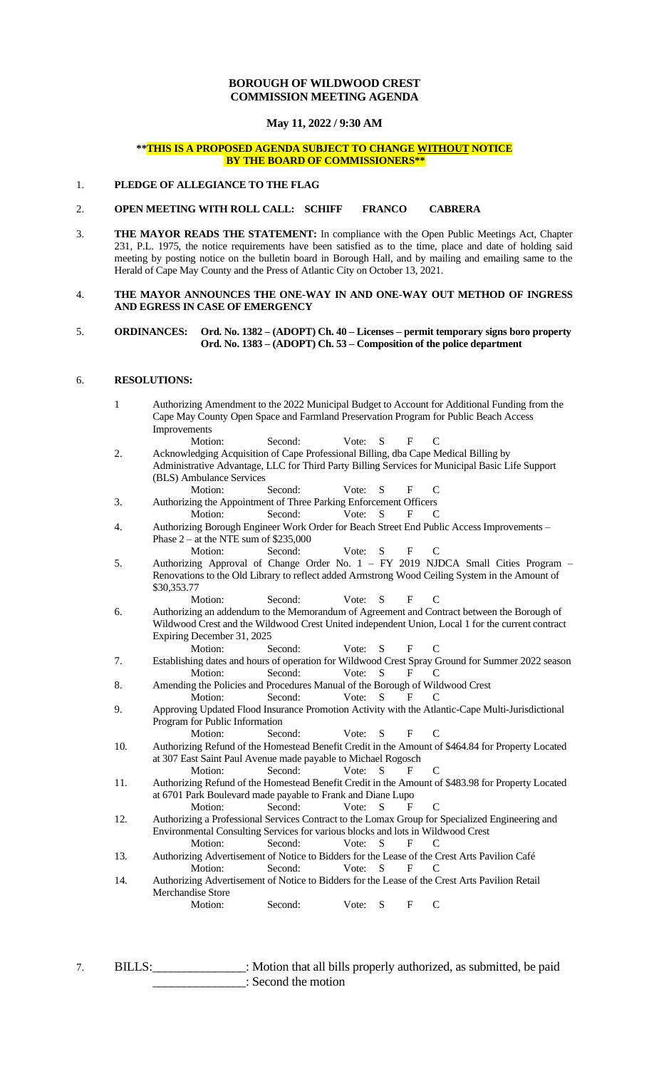**BOROUGH OF WILDWOOD CREST**
**COMMISSION MEETING AGENDA**

**May 11, 2022 / 9:30 AM**

****THIS IS A PROPOSED AGENDA SUBJECT TO CHANGE WITHOUT NOTICE BY THE BOARD OF COMMISSIONERS****

1. **PLEDGE OF ALLEGIANCE TO THE FLAG**

2. **OPEN MEETING WITH ROLL CALL: SCHIFF FRANCO CABRERA**

3. **THE MAYOR READS THE STATEMENT:** In compliance with the Open Public Meetings Act, Chapter 231, P.L. 1975, the notice requirements have been satisfied as to the time, place and date of holding said meeting by posting notice on the bulletin board in Borough Hall, and by mailing and emailing same to the Herald of Cape May County and the Press of Atlantic City on October 13, 2021.

4. **THE MAYOR ANNOUNCES THE ONE-WAY IN AND ONE-WAY OUT METHOD OF INGRESS AND EGRESS IN CASE OF EMERGENCY**

5. **ORDINANCES: Ord. No. 1382 – (ADOPT) Ch. 40 – Licenses – permit temporary signs boro property**
   **Ord. No. 1383 – (ADOPT) Ch. 53 – Composition of the police department**

6. **RESOLUTIONS:**

   1. Authorizing Amendment to the 2022 Municipal Budget to Account for Additional Funding from the Cape May County Open Space and Farmland Preservation Program for Public Beach Access Improvements
      Motion: Second: Vote: S F C
   2. Acknowledging Acquisition of Cape Professional Billing, dba Cape Medical Billing by Administrative Advantage, LLC for Third Party Billing Services for Municipal Basic Life Support (BLS) Ambulance Services
      Motion: Second: Vote: S F C
   3. Authorizing the Appointment of Three Parking Enforcement Officers
      Motion: Second: Vote: S F C
   4. Authorizing Borough Engineer Work Order for Beach Street End Public Access Improvements – Phase 2 – at the NTE sum of $235,000
      Motion: Second: Vote: S F C
   5. Authorizing Approval of Change Order No. 1 – FY 2019 NJDCA Small Cities Program – Renovations to the Old Library to reflect added Armstrong Wood Ceiling System in the Amount of $30,353.77
      Motion: Second: Vote: S F C
   6. Authorizing an addendum to the Memorandum of Agreement and Contract between the Borough of Wildwood Crest and the Wildwood Crest United independent Union, Local 1 for the current contract Expiring December 31, 2025
      Motion: Second: Vote: S F C
   7. Establishing dates and hours of operation for Wildwood Crest Spray Ground for Summer 2022 season
      Motion: Second: Vote: S F C
   8. Amending the Policies and Procedures Manual of the Borough of Wildwood Crest
      Motion: Second: Vote: S F C
   9. Approving Updated Flood Insurance Promotion Activity with the Atlantic-Cape Multi-Jurisdictional Program for Public Information
      Motion: Second: Vote: S F C
   10. Authorizing Refund of the Homestead Benefit Credit in the Amount of $464.84 for Property Located at 307 East Saint Paul Avenue made payable to Michael Rogosch
       Motion: Second: Vote: S F C
   11. Authorizing Refund of the Homestead Benefit Credit in the Amount of $483.98 for Property Located at 6701 Park Boulevard made payable to Frank and Diane Lupo
       Motion: Second: Vote: S F C
   12. Authorizing a Professional Services Contract to the Lomax Group for Specialized Engineering and Environmental Consulting Services for various blocks and lots in Wildwood Crest
       Motion: Second: Vote: S F C
   13. Authorizing Advertisement of Notice to Bidders for the Lease of the Crest Arts Pavilion Café
       Motion: Second: Vote: S F C
   14. Authorizing Advertisement of Notice to Bidders for the Lease of the Crest Arts Pavilion Retail Merchandise Store
       Motion: Second: Vote: S F C

7. BILLS:______________: Motion that all bills properly authorized, as submitted, be paid
   ______________: Second the motion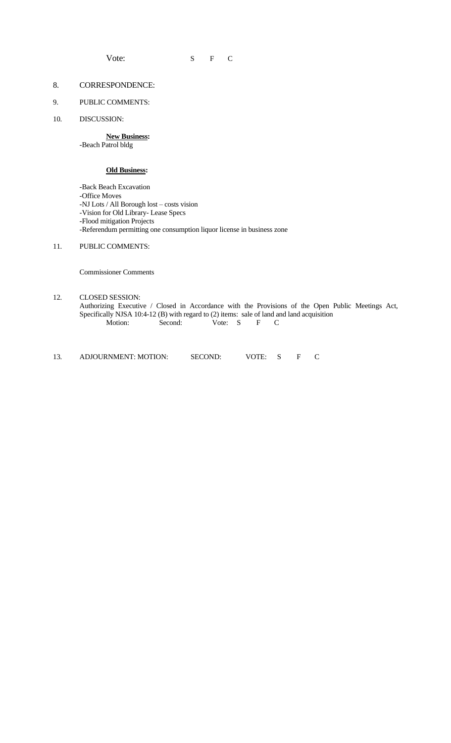Vote: S F C

8. CORRESPONDENCE:

9. PUBLIC COMMENTS:

10. DISCUSSION:

**New Business:**

-Beach Patrol bldg

**Old Business:**

-Back Beach Excavation
-Office Moves
-NJ Lots / All Borough lost – costs vision
-Vision for Old Library- Lease Specs
-Flood mitigation Projects
-Referendum permitting one consumption liquor license in business zone

11. PUBLIC COMMENTS:

Commissioner Comments

12. CLOSED SESSION:
Authorizing Executive / Closed in Accordance with the Provisions of the Open Public Meetings Act, Specifically NJSA 10:4-12 (B) with regard to (2) items: sale of land and land acquisition
Motion: Second: Vote: S F C

13. ADJOURNMENT: MOTION: SECOND: VOTE: S F C